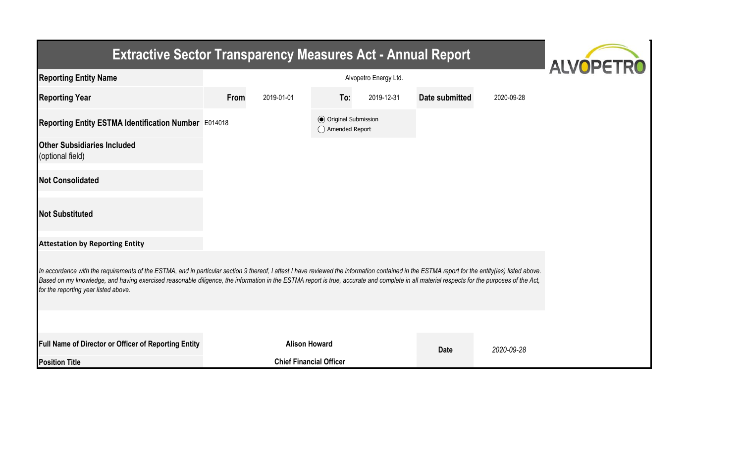# Extractive Sector Transparency Measures Act - Annual Report

| | | | | | | |
|---|---|---|---|---|---|---|
| **Reporting Entity Name** | Alvopetro Energy Ltd. | | | | | |
| **Reporting Year** | **From** | 2019-01-01 | **To:** | 2019-12-31 | **Date submitted** | 2020-09-28 |
| **Reporting Entity ESTMA Identification Number** | E014018 | | ◉ Original Submission<br>◯ Amended Report | | | |
| **Other Subsidiaries Included** (optional field) | | | | | | |
| **Not Consolidated** | | | | | | |
| **Not Substituted** | | | | | | |

**Attestation by Reporting Entity**

*In accordance with the requirements of the ESTMA, and in particular section 9 thereof, I attest I have reviewed the information contained in the ESTMA report for the entity(ies) listed above. Based on my knowledge, and having exercised reasonable diligence, the information in the ESTMA report is true, accurate and complete in all material respects for the purposes of the Act, for the reporting year listed above.*

| | | | |
|---|---|---|---|
| **Full Name of Director or Officer of Reporting Entity** | **Alison Howard** | **Date** | *2020-09-28* |
| **Position Title** | **Chief Financial Officer** | | |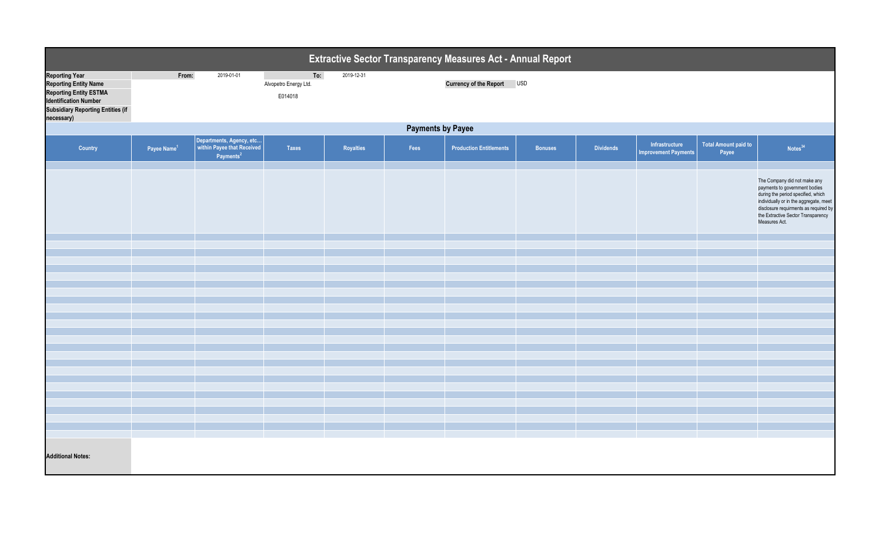# Extractive Sector Transparency Measures Act - Annual Report

| | | | |
|---|---|---|---|
| **Reporting Year** | **From:** 2019-01-01 | **To:** 2019-12-31 | |
| **Reporting Entity Name** | Alvopetro Energy Ltd. | **Currency of the Report** | USD |
| **Reporting Entity ESTMA Identification Number** | E014018 | | |
| **Subsidiary Reporting Entities (if necessary)** | | | |

## Payments by Payee

| Country | Payee Name[1] | Departments, Agency, etc... within Payee that Received Payments[2] | Taxes | Royalties | Fees | Production Entitlements | Bonuses | Dividends | Infrastructure Improvement Payments | Total Amount paid to Payee | Notes[34] |
|---|---|---|---|---|---|---|---|---|---|---|---|
| | | | | | | | | | | | The Company did not make any payments to government bodies during the period specified, which individually or in the aggregate, meet disclosure requirments as required by the Extractive Sector Transparency Measures Act. |

**Additional Notes:**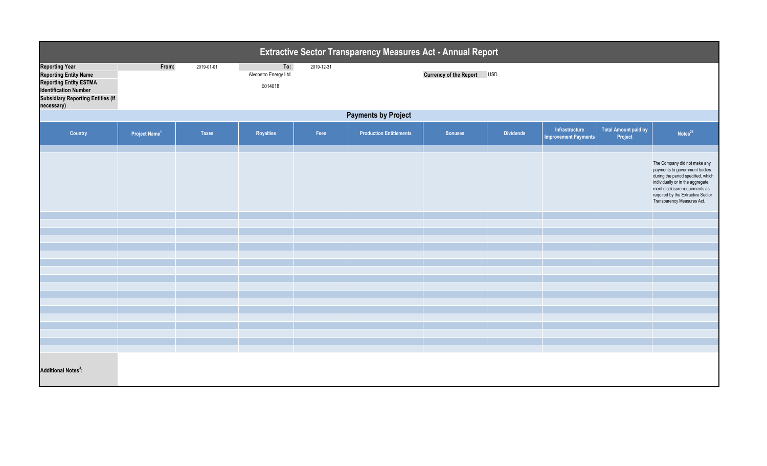# Extractive Sector Transparency Measures Act - Annual Report

| | | | | | |
|---|---|---|---|---|---|
| **Reporting Year** | **From:** | 2019-01-01 | **To:** | 2019-12-31 | |
| **Reporting Entity Name** | | Alvopetro Energy Ltd. | | **Currency of the Report** | USD |
| **Reporting Entity ESTMA Identification Number** | | E014018 | | | |
| **Subsidiary Reporting Entities (if necessary)** | | | | | |

## Payments by Project

| Country | Project Name[1] | Taxes | Royalties | Fees | Production Entitlements | Bonuses | Dividends | Infrastructure Improvement Payments | Total Amount paid by Project | Notes[23] |
|---|---|---|---|---|---|---|---|---|---|---|
| | | | | | | | | | | |
| | | | | | | | | | | The Company did not make any payments to government bodies during the period specified, which individually or in the aggregate, meet disclosure requirments as required by the Extractive Sector Transparency Measures Act. |

**Additional Notes[3]:**